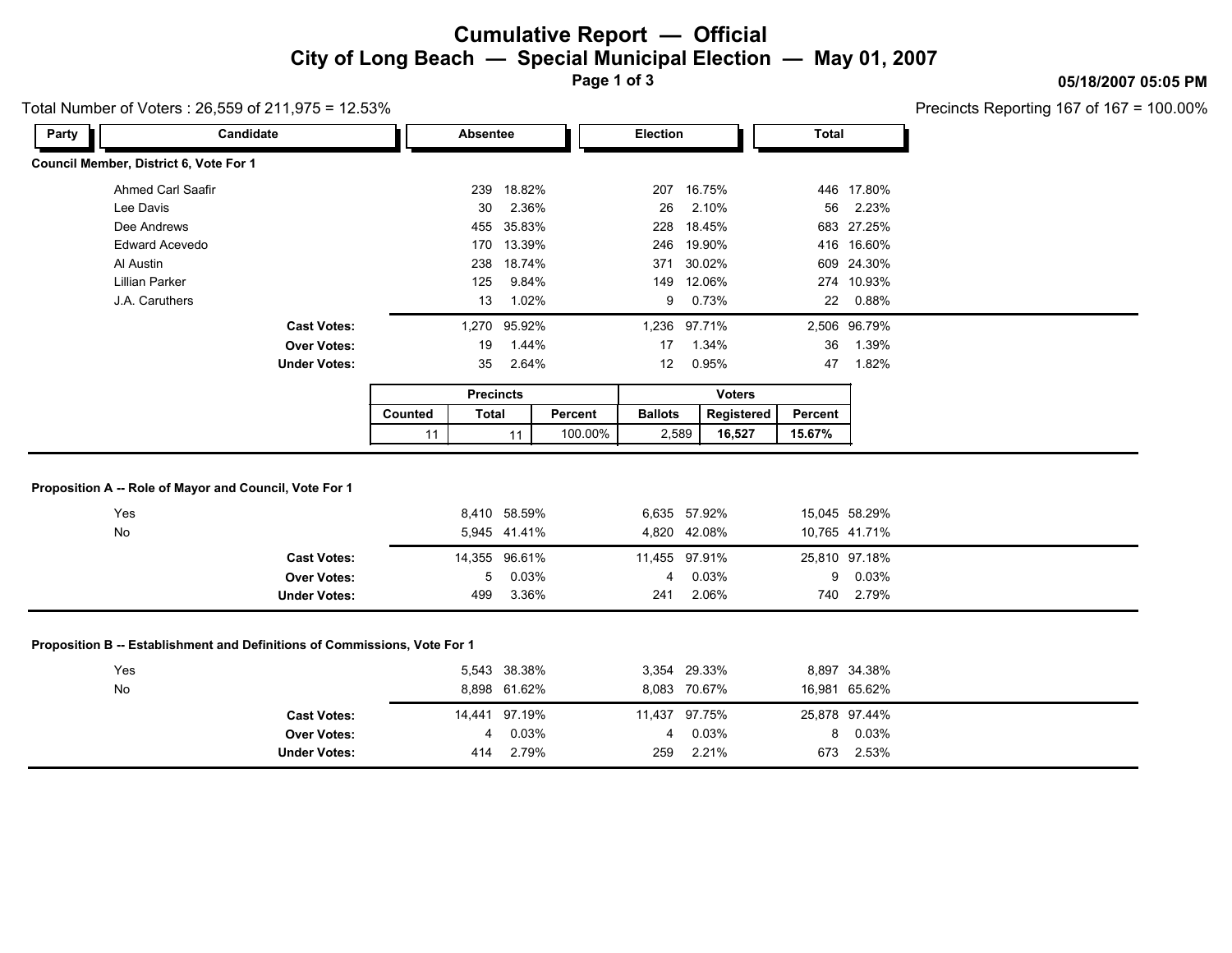# Cumulative Report — Official

## City of Long Beach — Special Municipal Election — May 01, 2007

05/18/2007 05:05 PM

Total Number of Voters : 26,559 of 211,975 = 12.53%

Precincts Reporting 167 of 167 = 100.00%

### Council Member, District 6, Vote For 1

| Party | Candidate | Absentee | | Election | | Total | |
|---|---|---|---|---|---|---|---|
| | Ahmed Carl Saafir | 239 | 18.82% | 207 | 16.75% | 446 | 17.80% |
| | Lee Davis | 30 | 2.36% | 26 | 2.10% | 56 | 2.23% |
| | Dee Andrews | 455 | 35.83% | 228 | 18.45% | 683 | 27.25% |
| | Edward Acevedo | 170 | 13.39% | 246 | 19.90% | 416 | 16.60% |
| | Al Austin | 238 | 18.74% | 371 | 30.02% | 609 | 24.30% |
| | Lillian Parker | 125 | 9.84% | 149 | 12.06% | 274 | 10.93% |
| | J.A. Caruthers | 13 | 1.02% | 9 | 0.73% | 22 | 0.88% |
| | **Cast Votes:** | 1,270 | 95.92% | 1,236 | 97.71% | 2,506 | 96.79% |
| | **Over Votes:** | 19 | 1.44% | 17 | 1.34% | 36 | 1.39% |
| | **Under Votes:** | 35 | 2.64% | 12 | 0.95% | 47 | 1.82% |

| Precincts | | | Voters | | |
|---|---|---|---|---|---|
| Counted | Total | Percent | Ballots | Registered | Percent |
| 11 | 11 | 100.00% | 2,589 | **16,527** | **15.67%** |

### Proposition A -- Role of Mayor and Council, Vote For 1

| Party | Candidate | Absentee | | Election | | Total | |
|---|---|---|---|---|---|---|---|
| | Yes | 8,410 | 58.59% | 6,635 | 57.92% | 15,045 | 58.29% |
| | No | 5,945 | 41.41% | 4,820 | 42.08% | 10,765 | 41.71% |
| | **Cast Votes:** | 14,355 | 96.61% | 11,455 | 97.91% | 25,810 | 97.18% |
| | **Over Votes:** | 5 | 0.03% | 4 | 0.03% | 9 | 0.03% |
| | **Under Votes:** | 499 | 3.36% | 241 | 2.06% | 740 | 2.79% |

### Proposition B -- Establishment and Definitions of Commissions, Vote For 1

| Party | Candidate | Absentee | | Election | | Total | |
|---|---|---|---|---|---|---|---|
| | Yes | 5,543 | 38.38% | 3,354 | 29.33% | 8,897 | 34.38% |
| | No | 8,898 | 61.62% | 8,083 | 70.67% | 16,981 | 65.62% |
| | **Cast Votes:** | 14,441 | 97.19% | 11,437 | 97.75% | 25,878 | 97.44% |
| | **Over Votes:** | 4 | 0.03% | 4 | 0.03% | 8 | 0.03% |
| | **Under Votes:** | 414 | 2.79% | 259 | 2.21% | 673 | 2.53% |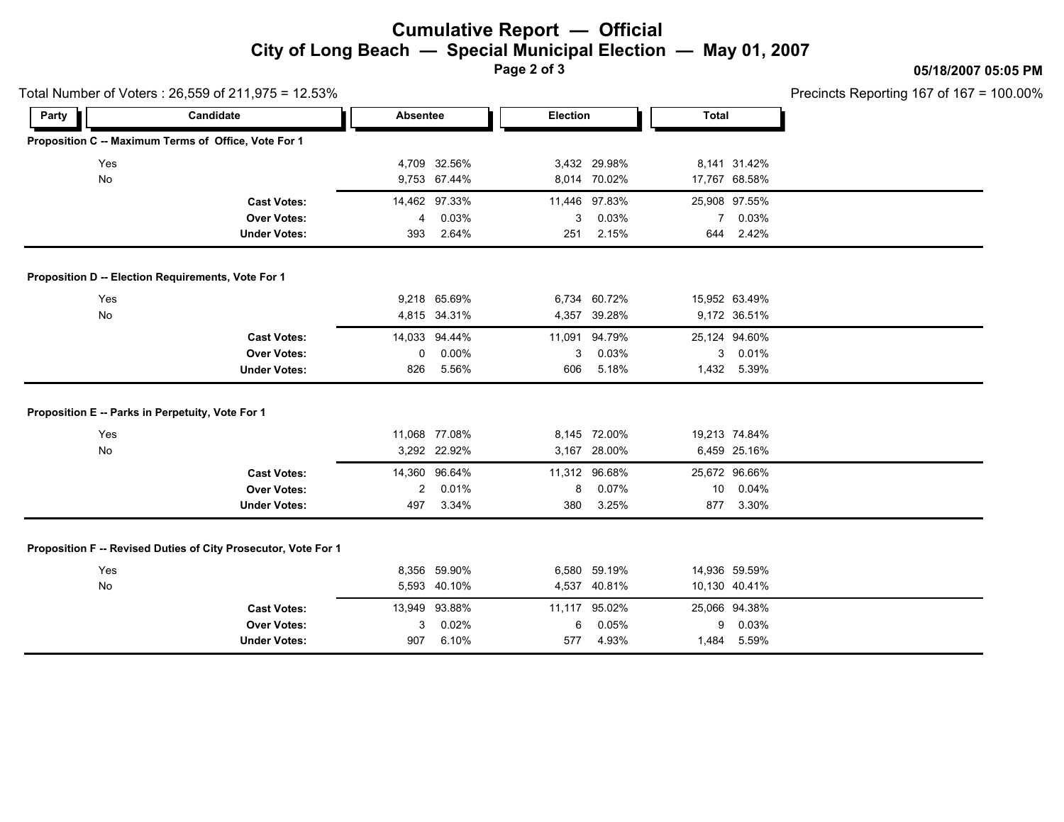# Cumulative Report — Official
## City of Long Beach — Special Municipal Election — May 01, 2007

05/18/2007 05:05 PM

Total Number of Voters : 26,559 of 211,975 = 12.53%

Precincts Reporting 167 of 167 = 100.00%

| Party | Candidate | Absentee | | Election | | Total | |
|---|---|---|---|---|---|---|---|
| **Proposition C -- Maximum Terms of Office, Vote For 1** | | | | | | | |
| | Yes | 4,709 | 32.56% | 3,432 | 29.98% | 8,141 | 31.42% |
| | No | 9,753 | 67.44% | 8,014 | 70.02% | 17,767 | 68.58% |
| | **Cast Votes:** | 14,462 | 97.33% | 11,446 | 97.83% | 25,908 | 97.55% |
| | **Over Votes:** | 4 | 0.03% | 3 | 0.03% | 7 | 0.03% |
| | **Under Votes:** | 393 | 2.64% | 251 | 2.15% | 644 | 2.42% |
| **Proposition D -- Election Requirements, Vote For 1** | | | | | | | |
| | Yes | 9,218 | 65.69% | 6,734 | 60.72% | 15,952 | 63.49% |
| | No | 4,815 | 34.31% | 4,357 | 39.28% | 9,172 | 36.51% |
| | **Cast Votes:** | 14,033 | 94.44% | 11,091 | 94.79% | 25,124 | 94.60% |
| | **Over Votes:** | 0 | 0.00% | 3 | 0.03% | 3 | 0.01% |
| | **Under Votes:** | 826 | 5.56% | 606 | 5.18% | 1,432 | 5.39% |
| **Proposition E -- Parks in Perpetuity, Vote For 1** | | | | | | | |
| | Yes | 11,068 | 77.08% | 8,145 | 72.00% | 19,213 | 74.84% |
| | No | 3,292 | 22.92% | 3,167 | 28.00% | 6,459 | 25.16% |
| | **Cast Votes:** | 14,360 | 96.64% | 11,312 | 96.68% | 25,672 | 96.66% |
| | **Over Votes:** | 2 | 0.01% | 8 | 0.07% | 10 | 0.04% |
| | **Under Votes:** | 497 | 3.34% | 380 | 3.25% | 877 | 3.30% |
| **Proposition F -- Revised Duties of City Prosecutor, Vote For 1** | | | | | | | |
| | Yes | 8,356 | 59.90% | 6,580 | 59.19% | 14,936 | 59.59% |
| | No | 5,593 | 40.10% | 4,537 | 40.81% | 10,130 | 40.41% |
| | **Cast Votes:** | 13,949 | 93.88% | 11,117 | 95.02% | 25,066 | 94.38% |
| | **Over Votes:** | 3 | 0.02% | 6 | 0.05% | 9 | 0.03% |
| | **Under Votes:** | 907 | 6.10% | 577 | 4.93% | 1,484 | 5.59% |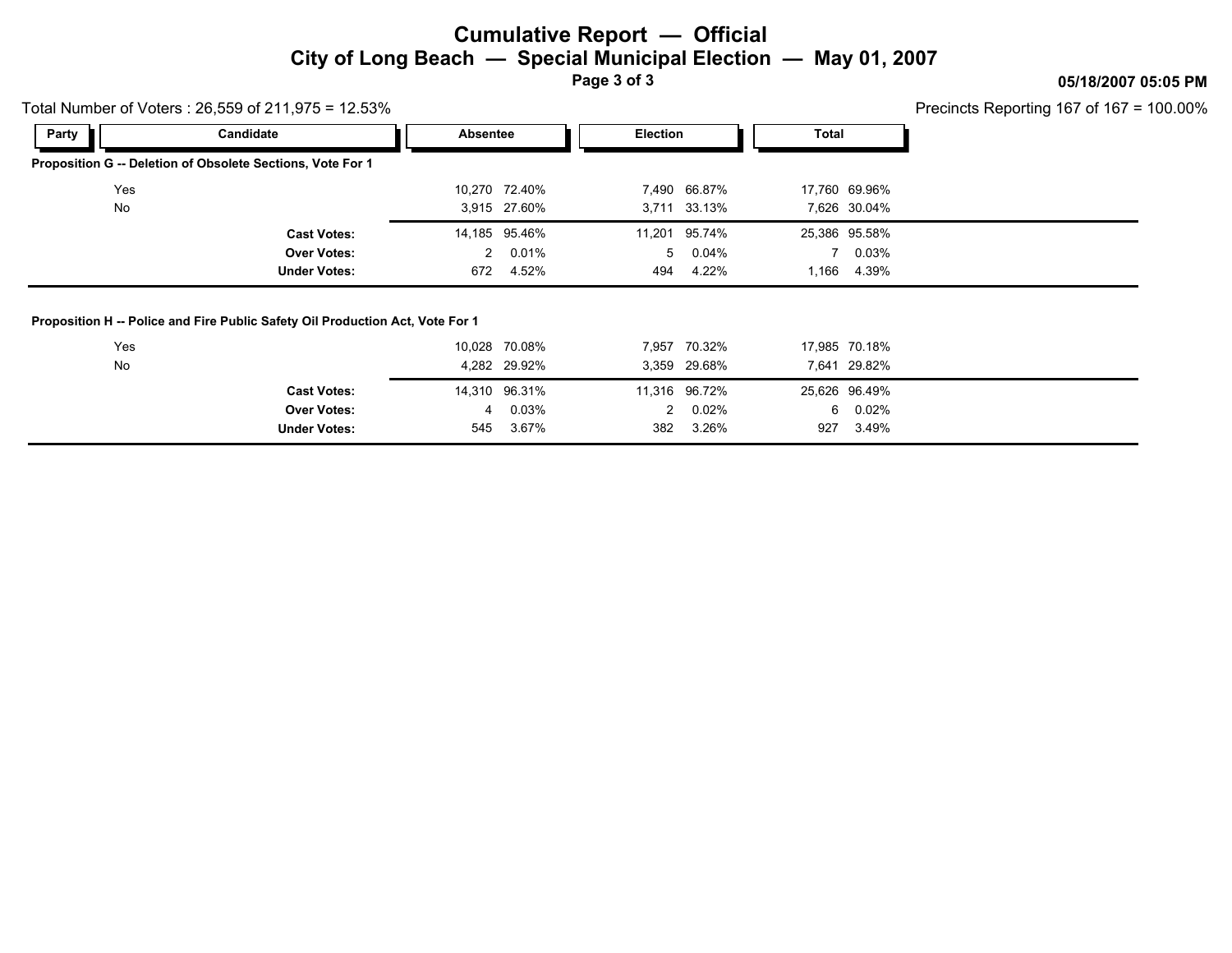# Cumulative Report — Official
## City of Long Beach — Special Municipal Election — May 01, 2007

**05/18/2007 05:05 PM**

Total Number of Voters : 26,559 of 211,975 = 12.53%

Precincts Reporting 167 of 167 = 100.00%

| Party | Candidate | Absentee | | Election | | Total | |
|---|---|---|---|---|---|---|---|
| **Proposition G -- Deletion of Obsolete Sections, Vote For 1** | | | | | | | |
| | Yes | 10,270 | 72.40% | 7,490 | 66.87% | 17,760 | 69.96% |
| | No | 3,915 | 27.60% | 3,711 | 33.13% | 7,626 | 30.04% |
| | **Cast Votes:** | 14,185 | 95.46% | 11,201 | 95.74% | 25,386 | 95.58% |
| | **Over Votes:** | 2 | 0.01% | 5 | 0.04% | 7 | 0.03% |
| | **Under Votes:** | 672 | 4.52% | 494 | 4.22% | 1,166 | 4.39% |
| **Proposition H -- Police and Fire Public Safety Oil Production Act, Vote For 1** | | | | | | | |
| | Yes | 10,028 | 70.08% | 7,957 | 70.32% | 17,985 | 70.18% |
| | No | 4,282 | 29.92% | 3,359 | 29.68% | 7,641 | 29.82% |
| | **Cast Votes:** | 14,310 | 96.31% | 11,316 | 96.72% | 25,626 | 96.49% |
| | **Over Votes:** | 4 | 0.03% | 2 | 0.02% | 6 | 0.02% |
| | **Under Votes:** | 545 | 3.67% | 382 | 3.26% | 927 | 3.49% |